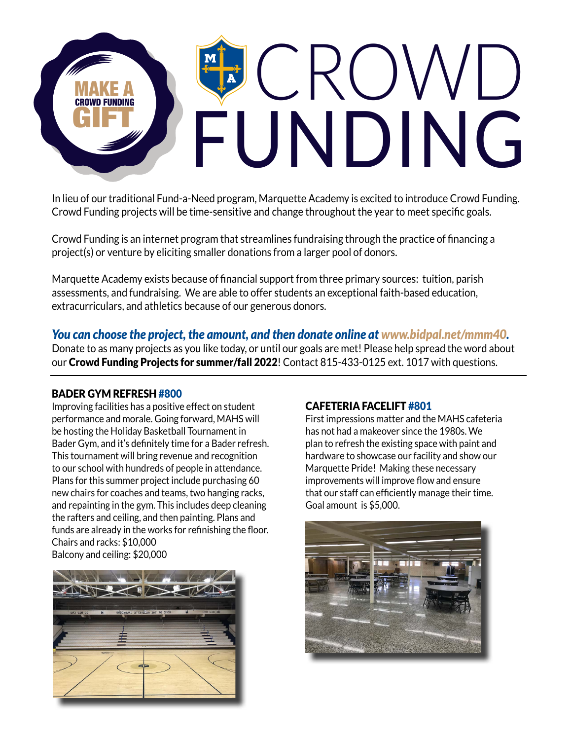**MAKE A CROWD FUNDING GIFT**

# CROWD FUNDING

In lieu of our traditional Fund-a-Need program, Marquette Academy is excited to introduce Crowd Funding. Crowd Funding projects will be time-sensitive and change throughout the year to meet specific goals.

Crowd Funding is an internet program that streamlines fundraising through the practice of financing a project(s) or venture by eliciting smaller donations from a larger pool of donors.

Marquette Academy exists because of financial support from three primary sources: tuition, parish assessments, and fundraising. We are able to offer students an exceptional faith-based education, extracurriculars, and athletics because of our generous donors.

***You can choose the project, the amount, and then donate online at www.bidpal.net/mmm40.***
Donate to as many projects as you like today, or until our goals are met! Please help spread the word about our **Crowd Funding Projects for summer/fall 2022**! Contact 815-433-0125 ext. 1017 with questions.

---

### BADER GYM REFRESH #800

Improving facilities has a positive effect on student performance and morale. Going forward, MAHS will be hosting the Holiday Basketball Tournament in Bader Gym, and it's definitely time for a Bader refresh. This tournament will bring revenue and recognition to our school with hundreds of people in attendance. Plans for this summer project include purchasing 60 new chairs for coaches and teams, two hanging racks, and repainting in the gym. This includes deep cleaning the rafters and ceiling, and then painting. Plans and funds are already in the works for refinishing the floor.
Chairs and racks: $10,000
Balcony and ceiling: $20,000

### CAFETERIA FACELIFT #801

First impressions matter and the MAHS cafeteria has not had a makeover since the 1980s. We plan to refresh the existing space with paint and hardware to showcase our facility and show our Marquette Pride! Making these necessary improvements will improve flow and ensure that our staff can efficiently manage their time. Goal amount is $5,000.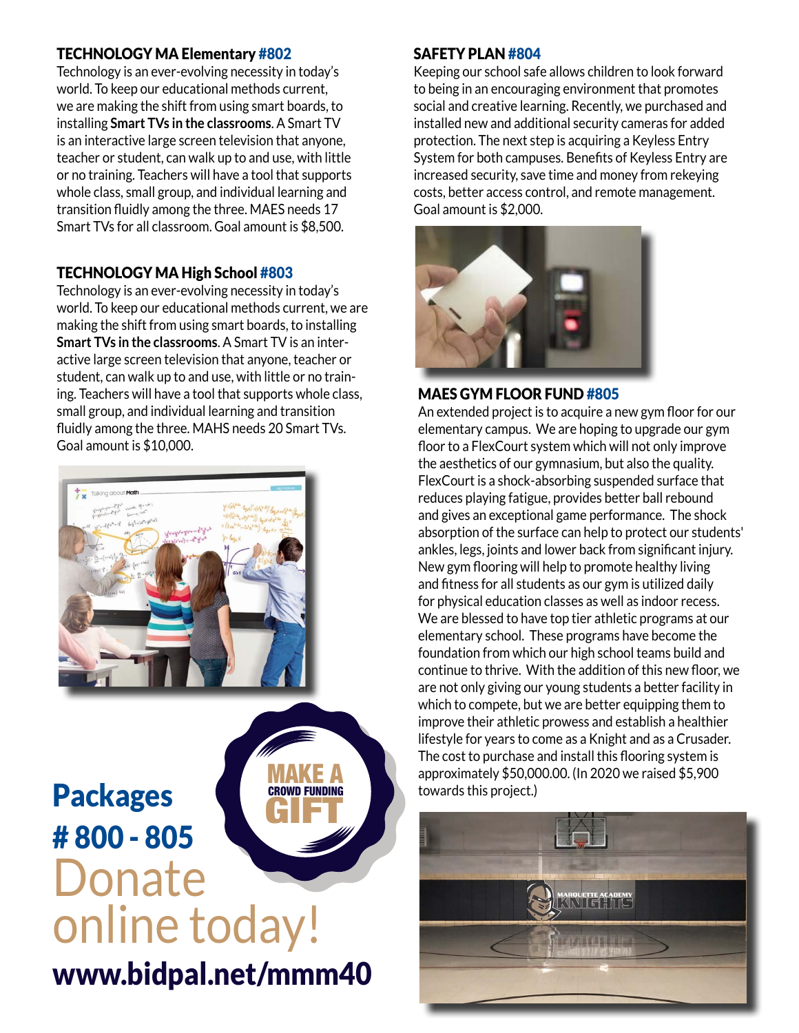### TECHNOLOGY MA Elementary #802

Technology is an ever-evolving necessity in today's world. To keep our educational methods current, we are making the shift from using smart boards, to installing **Smart TVs in the classrooms**. A Smart TV is an interactive large screen television that anyone, teacher or student, can walk up to and use, with little or no training. Teachers will have a tool that supports whole class, small group, and individual learning and transition fluidly among the three. MAES needs 17 Smart TVs for all classroom. Goal amount is $8,500.

### TECHNOLOGY MA High School #803

Technology is an ever-evolving necessity in today's world. To keep our educational methods current, we are making the shift from using smart boards, to installing **Smart TVs in the classrooms**. A Smart TV is an interactive large screen television that anyone, teacher or student, can walk up to and use, with little or no training. Teachers will have a tool that supports whole class, small group, and individual learning and transition fluidly among the three. MAHS needs 20 Smart TVs. Goal amount is $10,000.

## Packages # 800 - 805

MAKE A CROWD FUNDING GIFT

Donate online today!

**www.bidpal.net/mmm40**

### SAFETY PLAN #804

Keeping our school safe allows children to look forward to being in an encouraging environment that promotes social and creative learning. Recently, we purchased and installed new and additional security cameras for added protection. The next step is acquiring a Keyless Entry System for both campuses. Benefits of Keyless Entry are increased security, save time and money from rekeying costs, better access control, and remote management. Goal amount is $2,000.

### MAES GYM FLOOR FUND #805

An extended project is to acquire a new gym floor for our elementary campus. We are hoping to upgrade our gym floor to a FlexCourt system which will not only improve the aesthetics of our gymnasium, but also the quality. FlexCourt is a shock-absorbing suspended surface that reduces playing fatigue, provides better ball rebound and gives an exceptional game performance. The shock absorption of the surface can help to protect our students' ankles, legs, joints and lower back from significant injury. New gym flooring will help to promote healthy living and fitness for all students as our gym is utilized daily for physical education classes as well as indoor recess. We are blessed to have top tier athletic programs at our elementary school. These programs have become the foundation from which our high school teams build and continue to thrive. With the addition of this new floor, we are not only giving our young students a better facility in which to compete, but we are better equipping them to improve their athletic prowess and establish a healthier lifestyle for years to come as a Knight and as a Crusader. The cost to purchase and install this flooring system is approximately $50,000.00. (In 2020 we raised $5,900 towards this project.)